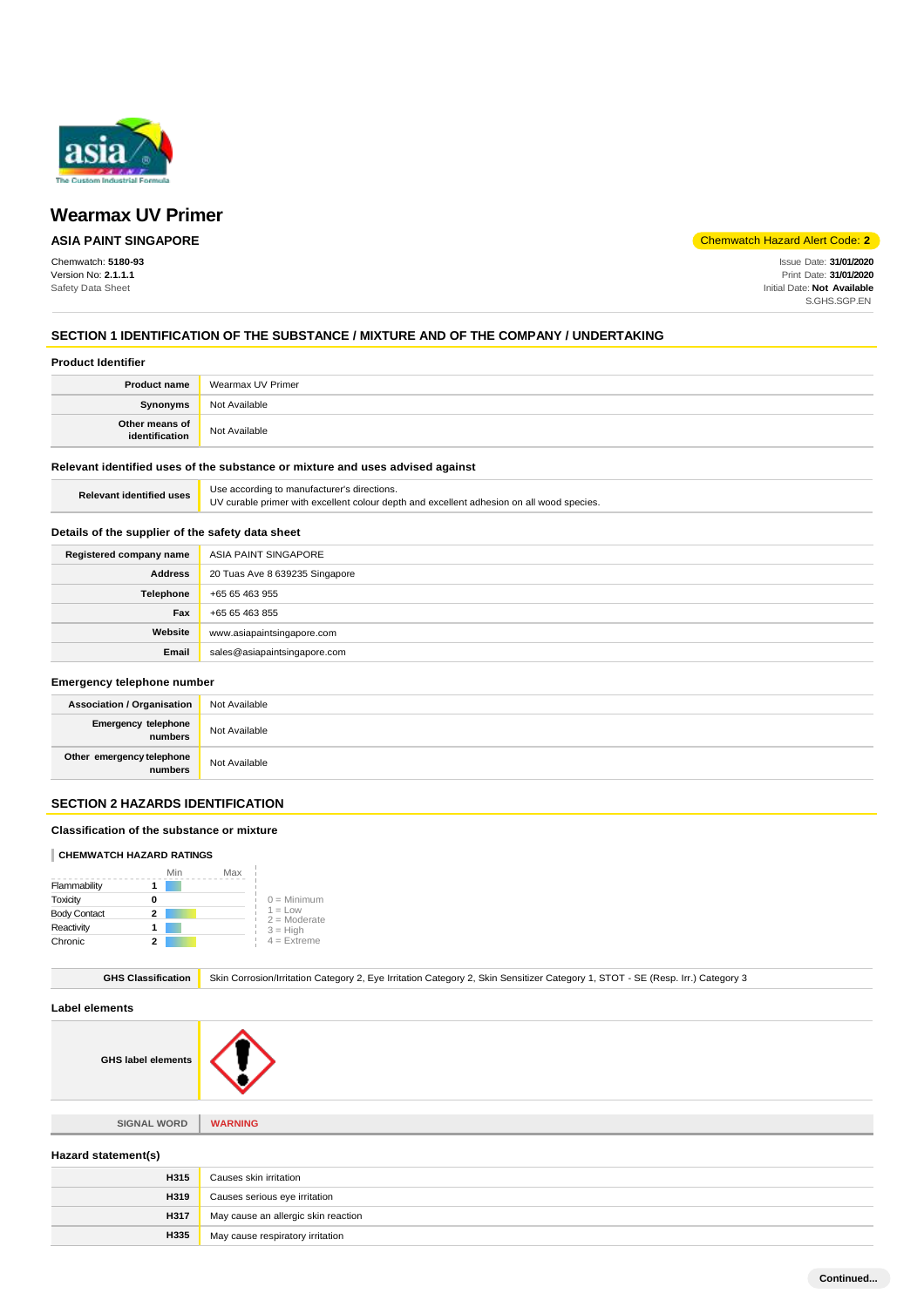# Wearmax UV Primer

**ASIA PAINT SINGAPORE**

Chemwatch Hazard Alert Code: **2**

Chemwatch: **5180-93**
Version No: **2.1.1.1**
Safety Data Sheet

Issue Date: **31/01/2020**
Print Date: **31/01/2020**
Initial Date: **Not Available**
S.GHS.SGP.EN

## SECTION 1 IDENTIFICATION OF THE SUBSTANCE / MIXTURE AND OF THE COMPANY / UNDERTAKING

### Product Identifier

| | |
|---|---|
| **Product name** | Wearmax UV Primer |
| **Synonyms** | Not Available |
| **Other means of identification** | Not Available |

### Relevant identified uses of the substance or mixture and uses advised against

| | |
|---|---|
| **Relevant identified uses** | Use according to manufacturer's directions.<br>UV curable primer with excellent colour depth and excellent adhesion on all wood species. |

### Details of the supplier of the safety data sheet

| | |
|---|---|
| **Registered company name** | ASIA PAINT SINGAPORE |
| **Address** | 20 Tuas Ave 8 639235 Singapore |
| **Telephone** | +65 65 463 955 |
| **Fax** | +65 65 463 855 |
| **Website** | www.asiapaintsingapore.com |
| **Email** | sales@asiapaintsingapore.com |

### Emergency telephone number

| | |
|---|---|
| **Association / Organisation** | Not Available |
| **Emergency telephone numbers** | Not Available |
| **Other emergency telephone numbers** | Not Available |

## SECTION 2 HAZARDS IDENTIFICATION

### Classification of the substance or mixture

**CHEMWATCH HAZARD RATINGS**

| | Rating |
|---|---|
| Flammability | 1 |
| Toxicity | 0 |
| Body Contact | 2 |
| Reactivity | 1 |
| Chronic | 2 |

0 = Minimum
1 = Low
2 = Moderate
3 = High
4 = Extreme

| | |
|---|---|
| **GHS Classification** | Skin Corrosion/Irritation Category 2, Eye Irritation Category 2, Skin Sensitizer Category 1, STOT - SE (Resp. Irr.) Category 3 |

### Label elements

| | |
|---|---|
| **GHS label elements** | |
| **SIGNAL WORD** | **WARNING** |

### Hazard statement(s)

| | |
|---|---|
| **H315** | Causes skin irritation |
| **H319** | Causes serious eye irritation |
| **H317** | May cause an allergic skin reaction |
| **H335** | May cause respiratory irritation |

**Continued...**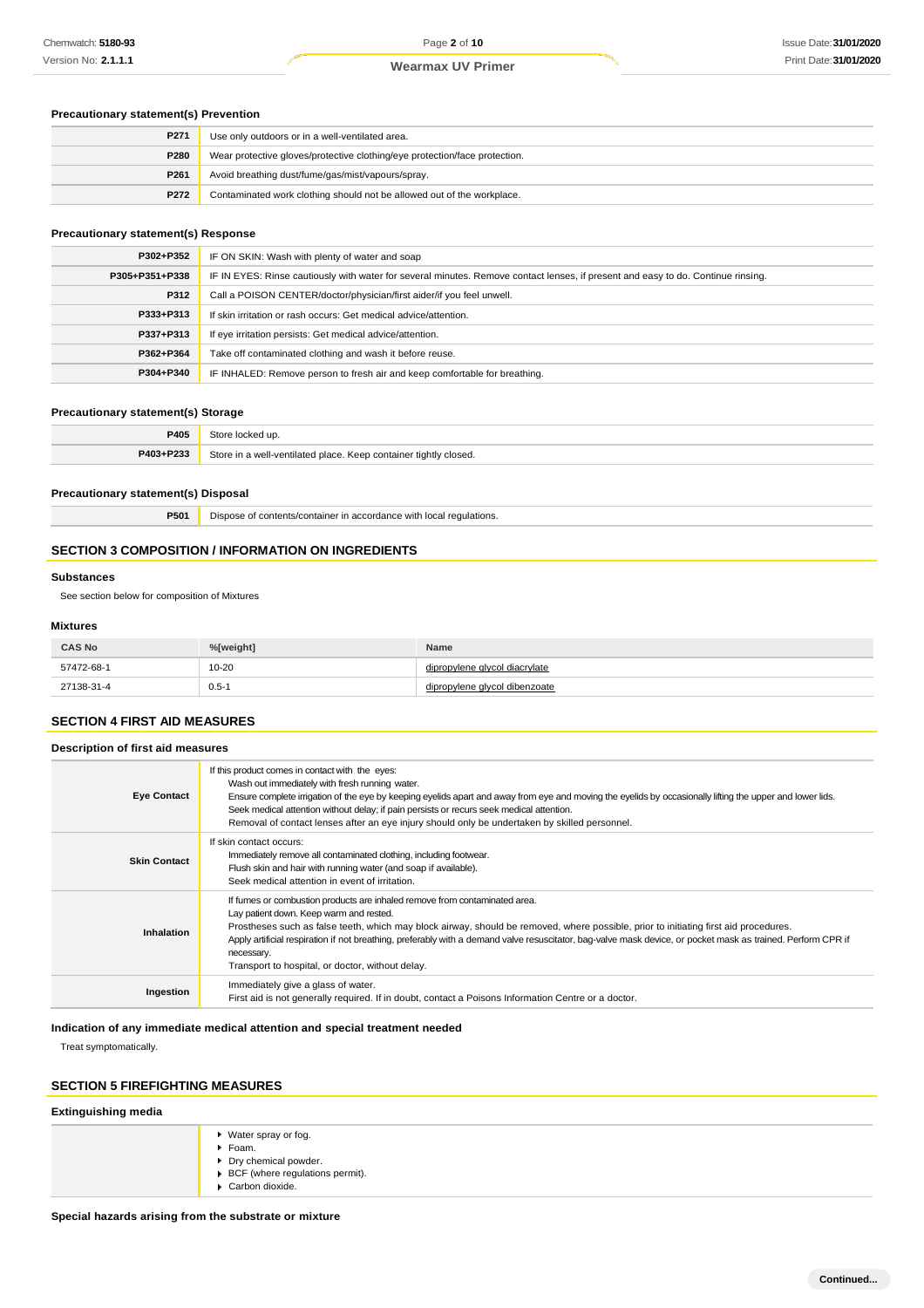### Precautionary statement(s) Prevention

| | |
|---|---|
| P271 | Use only outdoors or in a well-ventilated area. |
| P280 | Wear protective gloves/protective clothing/eye protection/face protection. |
| P261 | Avoid breathing dust/fume/gas/mist/vapours/spray. |
| P272 | Contaminated work clothing should not be allowed out of the workplace. |

### Precautionary statement(s) Response

| | |
|---|---|
| P302+P352 | IF ON SKIN: Wash with plenty of water and soap |
| P305+P351+P338 | IF IN EYES: Rinse cautiously with water for several minutes. Remove contact lenses, if present and easy to do. Continue rinsing. |
| P312 | Call a POISON CENTER/doctor/physician/first aider/if you feel unwell. |
| P333+P313 | If skin irritation or rash occurs: Get medical advice/attention. |
| P337+P313 | If eye irritation persists: Get medical advice/attention. |
| P362+P364 | Take off contaminated clothing and wash it before reuse. |
| P304+P340 | IF INHALED: Remove person to fresh air and keep comfortable for breathing. |

### Precautionary statement(s) Storage

| | |
|---|---|
| P405 | Store locked up. |
| P403+P233 | Store in a well-ventilated place. Keep container tightly closed. |

### Precautionary statement(s) Disposal

| | |
|---|---|
| P501 | Dispose of contents/container in accordance with local regulations. |

## SECTION 3 COMPOSITION / INFORMATION ON INGREDIENTS

### Substances

See section below for composition of Mixtures

### Mixtures

| CAS No | %[weight] | Name |
|---|---|---|
| 57472-68-1 | 10-20 | dipropylene glycol diacrylate |
| 27138-31-4 | 0.5-1 | dipropylene glycol dibenzoate |

## SECTION 4 FIRST AID MEASURES

### Description of first aid measures

| | |
|---|---|
| **Eye Contact** | If this product comes in contact with the eyes: Wash out immediately with fresh running water. Ensure complete irrigation of the eye by keeping eyelids apart and away from eye and moving the eyelids by occasionally lifting the upper and lower lids. Seek medical attention without delay; if pain persists or recurs seek medical attention. Removal of contact lenses after an eye injury should only be undertaken by skilled personnel. |
| **Skin Contact** | If skin contact occurs: Immediately remove all contaminated clothing, including footwear. Flush skin and hair with running water (and soap if available). Seek medical attention in event of irritation. |
| **Inhalation** | If fumes or combustion products are inhaled remove from contaminated area. Lay patient down. Keep warm and rested. Prostheses such as false teeth, which may block airway, should be removed, where possible, prior to initiating first aid procedures. Apply artificial respiration if not breathing, preferably with a demand valve resuscitator, bag-valve mask device, or pocket mask as trained. Perform CPR if necessary. Transport to hospital, or doctor, without delay. |
| **Ingestion** | Immediately give a glass of water. First aid is not generally required. If in doubt, contact a Poisons Information Centre or a doctor. |

### Indication of any immediate medical attention and special treatment needed

Treat symptomatically.

## SECTION 5 FIREFIGHTING MEASURES

### Extinguishing media

- Water spray or fog.
- Foam.
- Dry chemical powder.
- BCF (where regulations permit).
- Carbon dioxide.

### Special hazards arising from the substrate or mixture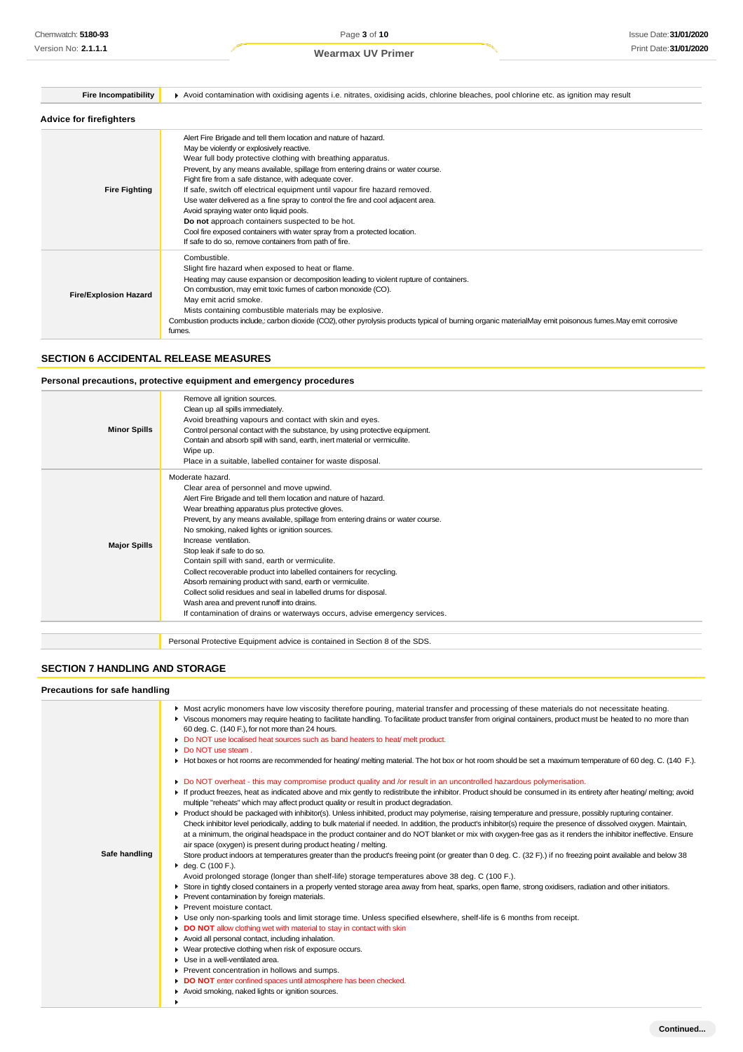| Fire Incompatibility | Avoid contamination with oxidising agents i.e. nitrates, oxidising acids, chlorine bleaches, pool chlorine etc. as ignition may result |
|---|---|

**Advice for firefighters**

| | |
|---|---|
| **Fire Fighting** | Alert Fire Brigade and tell them location and nature of hazard.<br>May be violently or explosively reactive.<br>Wear full body protective clothing with breathing apparatus.<br>Prevent, by any means available, spillage from entering drains or water course.<br>Fight fire from a safe distance, with adequate cover.<br>If safe, switch off electrical equipment until vapour fire hazard removed.<br>Use water delivered as a fine spray to control the fire and cool adjacent area.<br>Avoid spraying water onto liquid pools.<br>**Do not** approach containers suspected to be hot.<br>Cool fire exposed containers with water spray from a protected location.<br>If safe to do so, remove containers from path of fire. |
| **Fire/Explosion Hazard** | Combustible.<br>Slight fire hazard when exposed to heat or flame.<br>Heating may cause expansion or decomposition leading to violent rupture of containers.<br>On combustion, may emit toxic fumes of carbon monoxide (CO).<br>May emit acrid smoke.<br>Mists containing combustible materials may be explosive.<br>Combustion products include,: carbon dioxide ($CO_2$), other pyrolysis products typical of burning organic materialMay emit poisonous fumes.May emit corrosive fumes. |

## SECTION 6 ACCIDENTAL RELEASE MEASURES

**Personal precautions, protective equipment and emergency procedures**

| | |
|---|---|
| **Minor Spills** | Remove all ignition sources.<br>Clean up all spills immediately.<br>Avoid breathing vapours and contact with skin and eyes.<br>Control personal contact with the substance, by using protective equipment.<br>Contain and absorb spill with sand, earth, inert material or vermiculite.<br>Wipe up.<br>Place in a suitable, labelled container for waste disposal. |
| **Major Spills** | Moderate hazard.<br>Clear area of personnel and move upwind.<br>Alert Fire Brigade and tell them location and nature of hazard.<br>Wear breathing apparatus plus protective gloves.<br>Prevent, by any means available, spillage from entering drains or water course.<br>No smoking, naked lights or ignition sources.<br>Increase ventilation.<br>Stop leak if safe to do so.<br>Contain spill with sand, earth or vermiculite.<br>Collect recoverable product into labelled containers for recycling.<br>Absorb remaining product with sand, earth or vermiculite.<br>Collect solid residues and seal in labelled drums for disposal.<br>Wash area and prevent runoff into drains.<br>If contamination of drains or waterways occurs, advise emergency services. |

| | Personal Protective Equipment advice is contained in Section 8 of the SDS. |
|---|---|

## SECTION 7 HANDLING AND STORAGE

**Precautions for safe handling**

| | |
|---|---|
| **Safe handling** | - Most acrylic monomers have low viscosity therefore pouring, material transfer and processing of these materials do not necessitate heating.<br>- Viscous monomers may require heating to facilitate handling. To facilitate product transfer from original containers, product must be heated to no more than 60 deg. C. (140 F.), for not more than 24 hours.<br>- Do NOT use localised heat sources such as band heaters to heat/ melt product.<br>- Do NOT use steam .<br>- Hot boxes or hot rooms are recommended for heating/ melting material. The hot box or hot room should be set a maximum temperature of 60 deg. C. (140 F.).<br>- Do NOT overheat - this may compromise product quality and /or result in an uncontrolled hazardous polymerisation.<br>- If product freezes, heat as indicated above and mix gently to redistribute the inhibitor. Product should be consumed in its entirety after heating/ melting; avoid multiple "reheats" which may affect product quality or result in product degradation.<br>- Product should be packaged with inhibitor(s). Unless inhibited, product may polymerise, raising temperature and pressure, possibly rupturing container. Check inhibitor level periodically, adding to bulk material if needed. In addition, the product's inhibitor(s) require the presence of dissolved oxygen. Maintain, at a minimum, the original headspace in the product container and do NOT blanket or mix with oxygen-free gas as it renders the inhibitor ineffective. Ensure air space (oxygen) is present during product heating / melting.<br>Store product indoors at temperatures greater than the product's freeing point (or greater than 0 deg. C. (32 F.) if no freezing point available and below 38<br>- deg. C (100 F.).<br>Avoid prolonged storage (longer than shelf-life) storage temperatures above 38 deg. C (100 F.).<br>- Store in tightly closed containers in a properly vented storage area away from heat, sparks, open flame, strong oxidisers, radiation and other initiators.<br>- Prevent contamination by foreign materials.<br>- Prevent moisture contact.<br>- Use only non-sparking tools and limit storage time. Unless specified elsewhere, shelf-life is 6 months from receipt.<br>- **DO NOT** allow clothing wet with material to stay in contact with skin<br>- Avoid all personal contact, including inhalation.<br>- Wear protective clothing when risk of exposure occurs.<br>- Use in a well-ventilated area.<br>- Prevent concentration in hollows and sumps.<br>- **DO NOT** enter confined spaces until atmosphere has been checked.<br>- Avoid smoking, naked lights or ignition sources. |

Continued...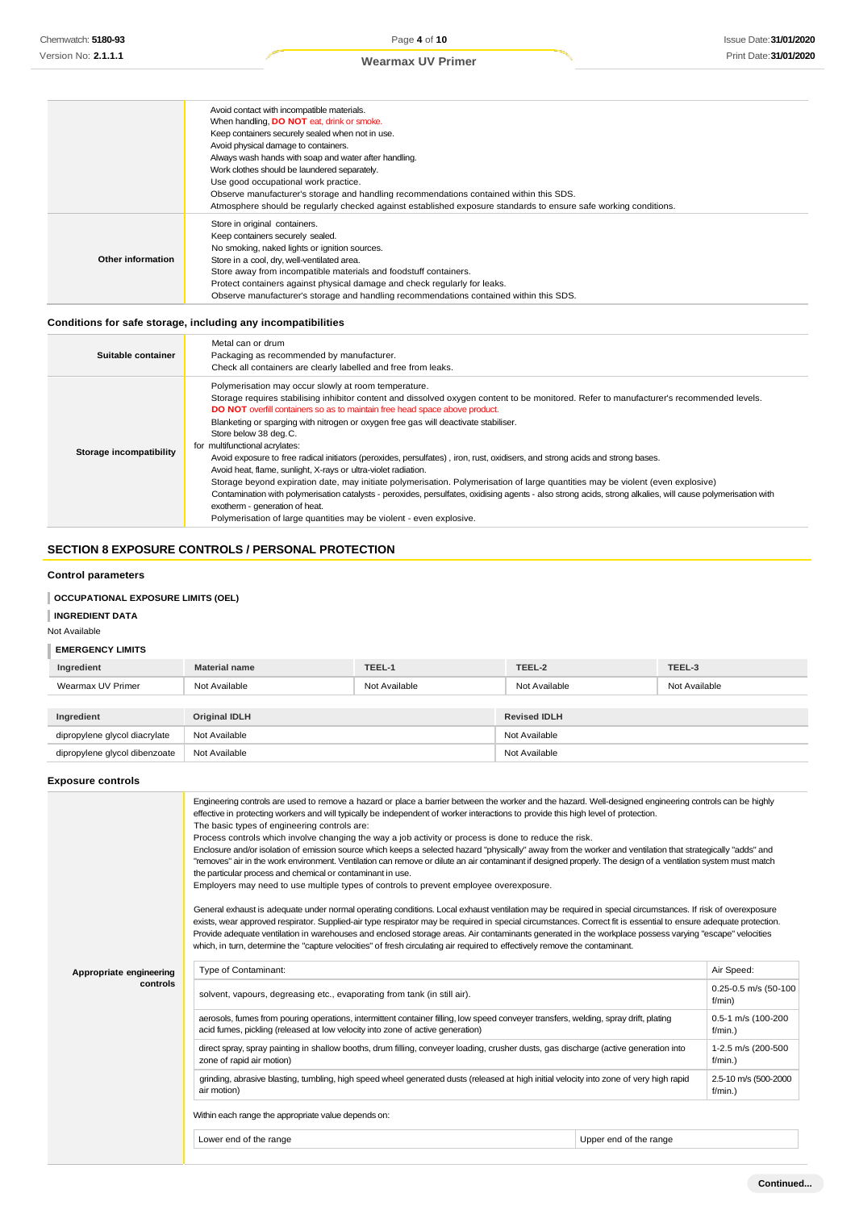| | |
|---|---|
| | Avoid contact with incompatible materials.<br>When handling, **DO NOT** eat, drink or smoke.<br>Keep containers securely sealed when not in use.<br>Avoid physical damage to containers.<br>Always wash hands with soap and water after handling.<br>Work clothes should be laundered separately.<br>Use good occupational work practice.<br>Observe manufacturer's storage and handling recommendations contained within this SDS.<br>Atmosphere should be regularly checked against established exposure standards to ensure safe working conditions. |
| **Other information** | Store in original containers.<br>Keep containers securely sealed.<br>No smoking, naked lights or ignition sources.<br>Store in a cool, dry, well-ventilated area.<br>Store away from incompatible materials and foodstuff containers.<br>Protect containers against physical damage and check regularly for leaks.<br>Observe manufacturer's storage and handling recommendations contained within this SDS. |

### Conditions for safe storage, including any incompatibilities

| | |
|---|---|
| **Suitable container** | Metal can or drum<br>Packaging as recommended by manufacturer.<br>Check all containers are clearly labelled and free from leaks. |
| **Storage incompatibility** | Polymerisation may occur slowly at room temperature.<br>Storage requires stabilising inhibitor content and dissolved oxygen content to be monitored. Refer to manufacturer's recommended levels.<br>**DO NOT** overfill containers so as to maintain free head space above product.<br>Blanketing or sparging with nitrogen or oxygen free gas will deactivate stabiliser.<br>Store below 38 deg. C.<br>for multifunctional acrylates:<br>Avoid exposure to free radical initiators (peroxides, persulfates) , iron, rust, oxidisers, and strong acids and strong bases.<br>Avoid heat, flame, sunlight, X-rays or ultra-violet radiation.<br>Storage beyond expiration date, may initiate polymerisation. Polymerisation of large quantities may be violent (even explosive)<br>Contamination with polymerisation catalysts - peroxides, persulfates, oxidising agents - also strong acids, strong alkalies, will cause polymerisation with exotherm - generation of heat.<br>Polymerisation of large quantities may be violent - even explosive. |

## SECTION 8 EXPOSURE CONTROLS / PERSONAL PROTECTION

### Control parameters

#### OCCUPATIONAL EXPOSURE LIMITS (OEL)

#### INGREDIENT DATA

Not Available

#### EMERGENCY LIMITS

| Ingredient | Material name | TEEL-1 | TEEL-2 | TEEL-3 |
|---|---|---|---|---|
| Wearmax UV Primer | Not Available | Not Available | Not Available | Not Available |

| Ingredient | Original IDLH | Revised IDLH |
|---|---|---|
| dipropylene glycol diacrylate | Not Available | Not Available |
| dipropylene glycol dibenzoate | Not Available | Not Available |

### Exposure controls

**Appropriate engineering controls**

Engineering controls are used to remove a hazard or place a barrier between the worker and the hazard. Well-designed engineering controls can be highly effective in protecting workers and will typically be independent of worker interactions to provide this high level of protection.
The basic types of engineering controls are:
Process controls which involve changing the way a job activity or process is done to reduce the risk.
Enclosure and/or isolation of emission source which keeps a selected hazard "physically" away from the worker and ventilation that strategically "adds" and "removes" air in the work environment. Ventilation can remove or dilute an air contaminant if designed properly. The design of a ventilation system must match the particular process and chemical or contaminant in use.
Employers may need to use multiple types of controls to prevent employee overexposure.

General exhaust is adequate under normal operating conditions. Local exhaust ventilation may be required in special circumstances. If risk of overexposure exists, wear approved respirator. Supplied-air type respirator may be required in special circumstances. Correct fit is essential to ensure adequate protection. Provide adequate ventilation in warehouses and enclosed storage areas. Air contaminants generated in the workplace possess varying "escape" velocities which, in turn, determine the "capture velocities" of fresh circulating air required to effectively remove the contaminant.

| Type of Contaminant: | Air Speed: |
|---|---|
| solvent, vapours, degreasing etc., evaporating from tank (in still air). | 0.25-0.5 m/s (50-100 f/min) |
| aerosols, fumes from pouring operations, intermittent container filling, low speed conveyer transfers, welding, spray drift, plating acid fumes, pickling (released at low velocity into zone of active generation) | 0.5-1 m/s (100-200 f/min.) |
| direct spray, spray painting in shallow booths, drum filling, conveyer loading, crusher dusts, gas discharge (active generation into zone of rapid air motion) | 1-2.5 m/s (200-500 f/min.) |
| grinding, abrasive blasting, tumbling, high speed wheel generated dusts (released at high initial velocity into zone of very high rapid air motion) | 2.5-10 m/s (500-2000 f/min.) |

Within each range the appropriate value depends on:

| Lower end of the range | Upper end of the range |
|---|---|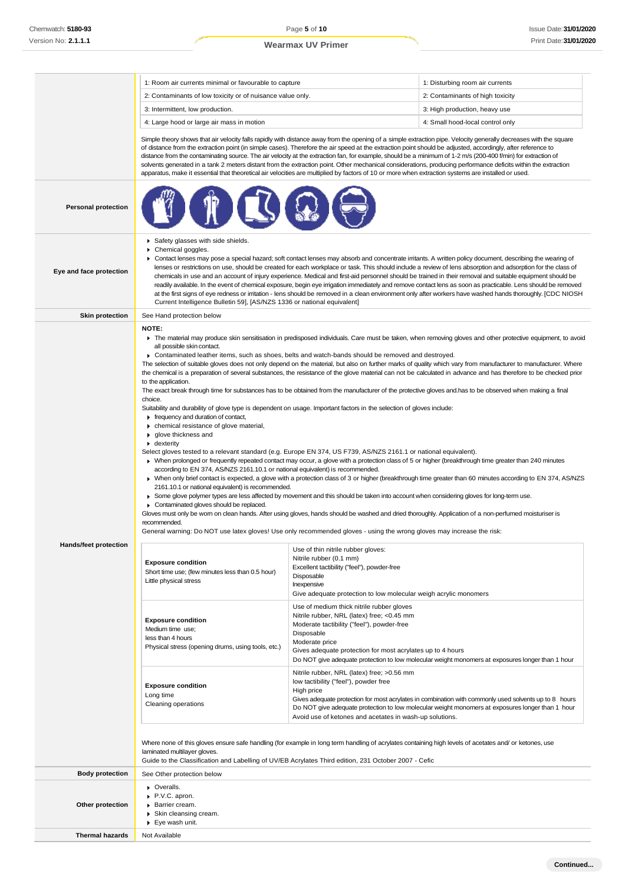| 1: Room air currents minimal or favourable to capture | 1: Disturbing room air currents |
|---|---|
| 2: Contaminants of low toxicity or of nuisance value only. | 2: Contaminants of high toxicity |
| 3: Intermittent, low production. | 3: High production, heavy use |
| 4: Large hood or large air mass in motion | 4: Small hood-local control only |

Simple theory shows that air velocity falls rapidly with distance away from the opening of a simple extraction pipe. Velocity generally decreases with the square of distance from the extraction point (in simple cases). Therefore the air speed at the extraction point should be adjusted, accordingly, after reference to distance from the contaminating source. The air velocity at the extraction fan, for example, should be a minimum of 1-2 m/s (200-400 f/min) for extraction of solvents generated in a tank 2 meters distant from the extraction point. Other mechanical considerations, producing performance deficits within the extraction apparatus, make it essential that theoretical air velocities are multiplied by factors of 10 or more when extraction systems are installed or used.

**Personal protection**

**Eye and face protection**

- Safety glasses with side shields.
- Chemical goggles.
- Contact lenses may pose a special hazard; soft contact lenses may absorb and concentrate irritants. A written policy document, describing the wearing of lenses or restrictions on use, should be created for each workplace or task. This should include a review of lens absorption and adsorption for the class of chemicals in use and an account of injury experience. Medical and first-aid personnel should be trained in their removal and suitable equipment should be readily available. In the event of chemical exposure, begin eye irrigation immediately and remove contact lens as soon as practicable. Lens should be removed at the first signs of eye redness or irritation - lens should be removed in a clean environment only after workers have washed hands thoroughly. [CDC NIOSH Current Intelligence Bulletin 59], [AS/NZS 1336 or national equivalent]

**Skin protection**

See Hand protection below

**Hands/feet protection**

**NOTE:**

- The material may produce skin sensitisation in predisposed individuals. Care must be taken, when removing gloves and other protective equipment, to avoid all possible skin contact.
- Contaminated leather items, such as shoes, belts and watch-bands should be removed and destroyed.

The selection of suitable gloves does not only depend on the material, but also on further marks of quality which vary from manufacturer to manufacturer. Where the chemical is a preparation of several substances, the resistance of the glove material can not be calculated in advance and has therefore to be checked prior to the application.

The exact break through time for substances has to be obtained from the manufacturer of the protective gloves and.has to be observed when making a final choice.

Suitability and durability of glove type is dependent on usage. Important factors in the selection of gloves include:

- frequency and duration of contact,
- chemical resistance of glove material,
- glove thickness and
- dexterity

Select gloves tested to a relevant standard (e.g. Europe EN 374, US F739, AS/NZS 2161.1 or national equivalent).

- When prolonged or frequently repeated contact may occur, a glove with a protection class of 5 or higher (breakthrough time greater than 240 minutes according to EN 374, AS/NZS 2161.10.1 or national equivalent) is recommended.
- When only brief contact is expected, a glove with a protection class of 3 or higher (breakthrough time greater than 60 minutes according to EN 374, AS/NZS 2161.10.1 or national equivalent) is recommended.
- Some glove polymer types are less affected by movement and this should be taken into account when considering gloves for long-term use.
- Contaminated gloves should be replaced.

Gloves must only be worn on clean hands. After using gloves, hands should be washed and dried thoroughly. Application of a non-perfumed moisturiser is recommended.

General warning: Do NOT use latex gloves! Use only recommended gloves - using the wrong gloves may increase the risk:

| Exposure condition | Glove |
|---|---|
| **Exposure condition**<br>Short time use; (few minutes less than 0.5 hour)<br>Little physical stress | Use of thin nitrile rubber gloves:<br>Nitrile rubber (0.1 mm)<br>Excellent tactibility ("feel"), powder-free<br>Disposable<br>Inexpensive<br>Give adequate protection to low molecular weigh acrylic monomers |
| **Exposure condition**<br>Medium time use;<br>less than 4 hours<br>Physical stress (opening drums, using tools, etc.) | Use of medium thick nitrile rubber gloves<br>Nitrile rubber, NRL (latex) free; <0.45 mm<br>Moderate tactibility ("feel"), powder-free<br>Disposable<br>Moderate price<br>Gives adequate protection for most acrylates up to 4 hours<br>Do NOT give adequate protection to low molecular weight monomers at exposures longer than 1 hour |
| **Exposure condition**<br>Long time<br>Cleaning operations | Nitrile rubber, NRL (latex) free; >0.56 mm<br>low tactibility ("feel"), powder free<br>High price<br>Gives adequate protection for most acrylates in combination with commonly used solvents up to 8 hours<br>Do NOT give adequate protection to low molecular weight monomers at exposures longer than 1 hour<br>Avoid use of ketones and acetates in wash-up solutions. |

Where none of this gloves ensure safe handling (for example in long term handling of acrylates containing high levels of acetates and/ or ketones, use laminated multilayer gloves.

Guide to the Classification and Labelling of UV/EB Acrylates Third edition, 231 October 2007 - Cefic

**Body protection**

See Other protection below

**Other protection**

- Overalls.
- P.V.C. apron.
- Barrier cream.
- Skin cleansing cream.
- Eye wash unit.

**Thermal hazards**

Not Available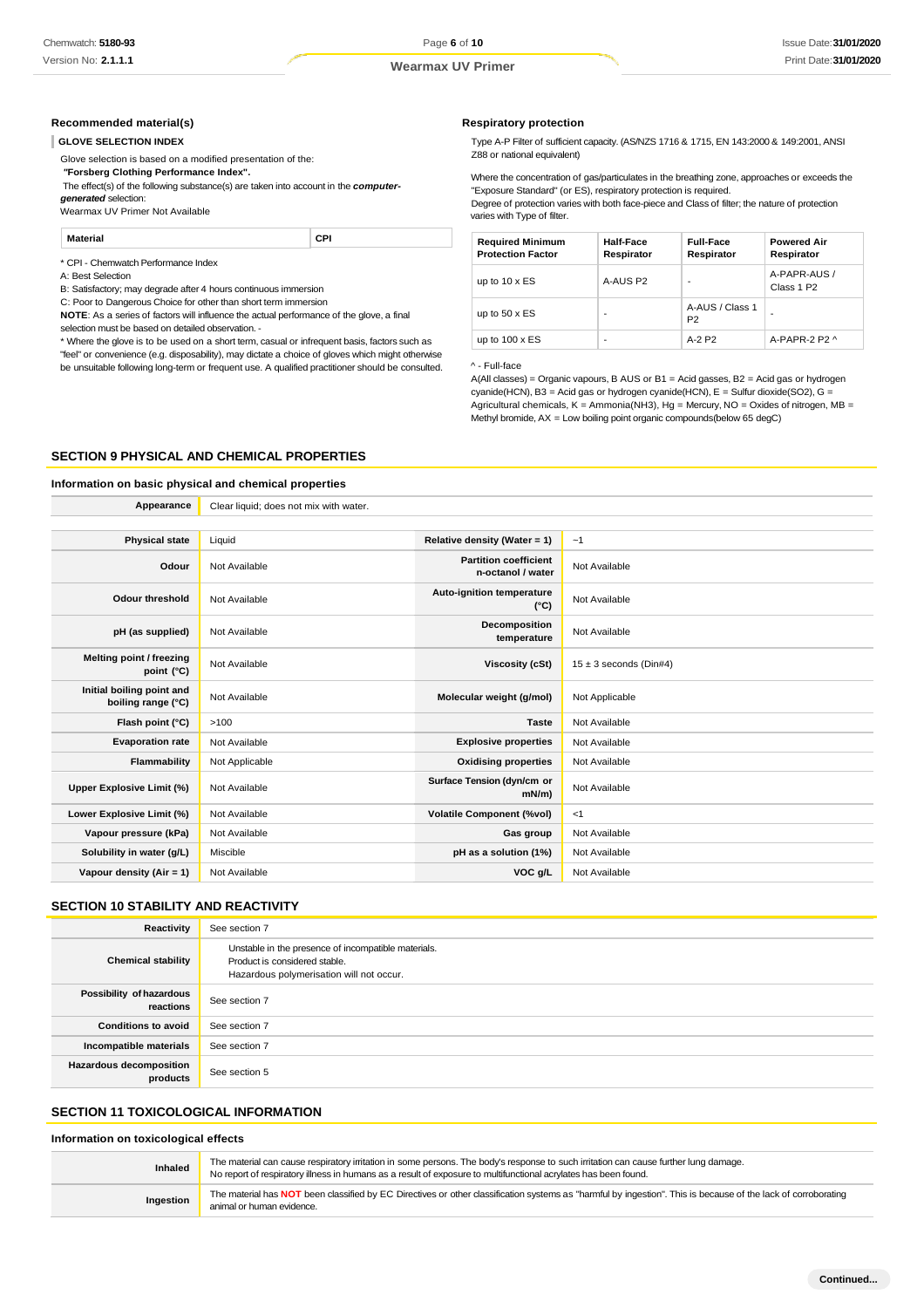### Recommended material(s)

**GLOVE SELECTION INDEX**

Glove selection is based on a modified presentation of the:

***"Forsberg Clothing Performance Index".***

The effect(s) of the following substance(s) are taken into account in the ***computer-generated*** selection:

Wearmax UV Primer Not Available

| Material | CPI |
|---|---|

\* CPI - Chemwatch Performance Index

A: Best Selection

B: Satisfactory; may degrade after 4 hours continuous immersion

C: Poor to Dangerous Choice for other than short term immersion

**NOTE**: As a series of factors will influence the actual performance of the glove, a final selection must be based on detailed observation. -

\* Where the glove is to be used on a short term, casual or infrequent basis, factors such as "feel" or convenience (e.g. disposability), may dictate a choice of gloves which might otherwise be unsuitable following long-term or frequent use. A qualified practitioner should be consulted.

### Respiratory protection

Type A-P Filter of sufficient capacity. (AS/NZS 1716 & 1715, EN 143:2000 & 149:2001, ANSI Z88 or national equivalent)

Where the concentration of gas/particulates in the breathing zone, approaches or exceeds the "Exposure Standard" (or ES), respiratory protection is required.

Degree of protection varies with both face-piece and Class of filter; the nature of protection varies with Type of filter.

| Required Minimum Protection Factor | Half-Face Respirator | Full-Face Respirator | Powered Air Respirator |
|---|---|---|---|
| up to 10 x ES | A-AUS P2 | - | A-PAPR-AUS / Class 1 P2 |
| up to 50 x ES | - | A-AUS / Class 1 P2 | - |
| up to 100 x ES | - | A-2 P2 | A-PAPR-2 P2 ^ |

^ - Full-face

A(All classes) = Organic vapours, B AUS or B1 = Acid gasses, B2 = Acid gas or hydrogen cyanide(HCN), B3 = Acid gas or hydrogen cyanide(HCN), E = Sulfur dioxide($SO_2$), G = Agricultural chemicals, K = Ammonia($NH_3$), Hg = Mercury, NO = Oxides of nitrogen, MB = Methyl bromide, AX = Low boiling point organic compounds(below 65 degC)

## SECTION 9 PHYSICAL AND CHEMICAL PROPERTIES

### Information on basic physical and chemical properties

| | | | |
|---|---|---|---|
| **Appearance** | Clear liquid; does not mix with water. | | |
| **Physical state** | Liquid | **Relative density (Water = 1)** | ~1 |
| **Odour** | Not Available | **Partition coefficient n-octanol / water** | Not Available |
| **Odour threshold** | Not Available | **Auto-ignition temperature (°C)** | Not Available |
| **pH (as supplied)** | Not Available | **Decomposition temperature** | Not Available |
| **Melting point / freezing point (°C)** | Not Available | **Viscosity (cSt)** | 15 ± 3 seconds (Din#4) |
| **Initial boiling point and boiling range (°C)** | Not Available | **Molecular weight (g/mol)** | Not Applicable |
| **Flash point (°C)** | >100 | **Taste** | Not Available |
| **Evaporation rate** | Not Available | **Explosive properties** | Not Available |
| **Flammability** | Not Applicable | **Oxidising properties** | Not Available |
| **Upper Explosive Limit (%)** | Not Available | **Surface Tension (dyn/cm or mN/m)** | Not Available |
| **Lower Explosive Limit (%)** | Not Available | **Volatile Component (%vol)** | <1 |
| **Vapour pressure (kPa)** | Not Available | **Gas group** | Not Available |
| **Solubility in water (g/L)** | Miscible | **pH as a solution (1%)** | Not Available |
| **Vapour density (Air = 1)** | Not Available | **VOC g/L** | Not Available |

## SECTION 10 STABILITY AND REACTIVITY

| | |
|---|---|
| **Reactivity** | See section 7 |
| **Chemical stability** | Unstable in the presence of incompatible materials.<br>Product is considered stable.<br>Hazardous polymerisation will not occur. |
| **Possibility of hazardous reactions** | See section 7 |
| **Conditions to avoid** | See section 7 |
| **Incompatible materials** | See section 7 |
| **Hazardous decomposition products** | See section 5 |

## SECTION 11 TOXICOLOGICAL INFORMATION

### Information on toxicological effects

| | |
|---|---|
| **Inhaled** | The material can cause respiratory irritation in some persons. The body's response to such irritation can cause further lung damage.<br>No report of respiratory illness in humans as a result of exposure to multifunctional acrylates has been found. |
| **Ingestion** | The material has **NOT** been classified by EC Directives or other classification systems as "harmful by ingestion". This is because of the lack of corroborating animal or human evidence. |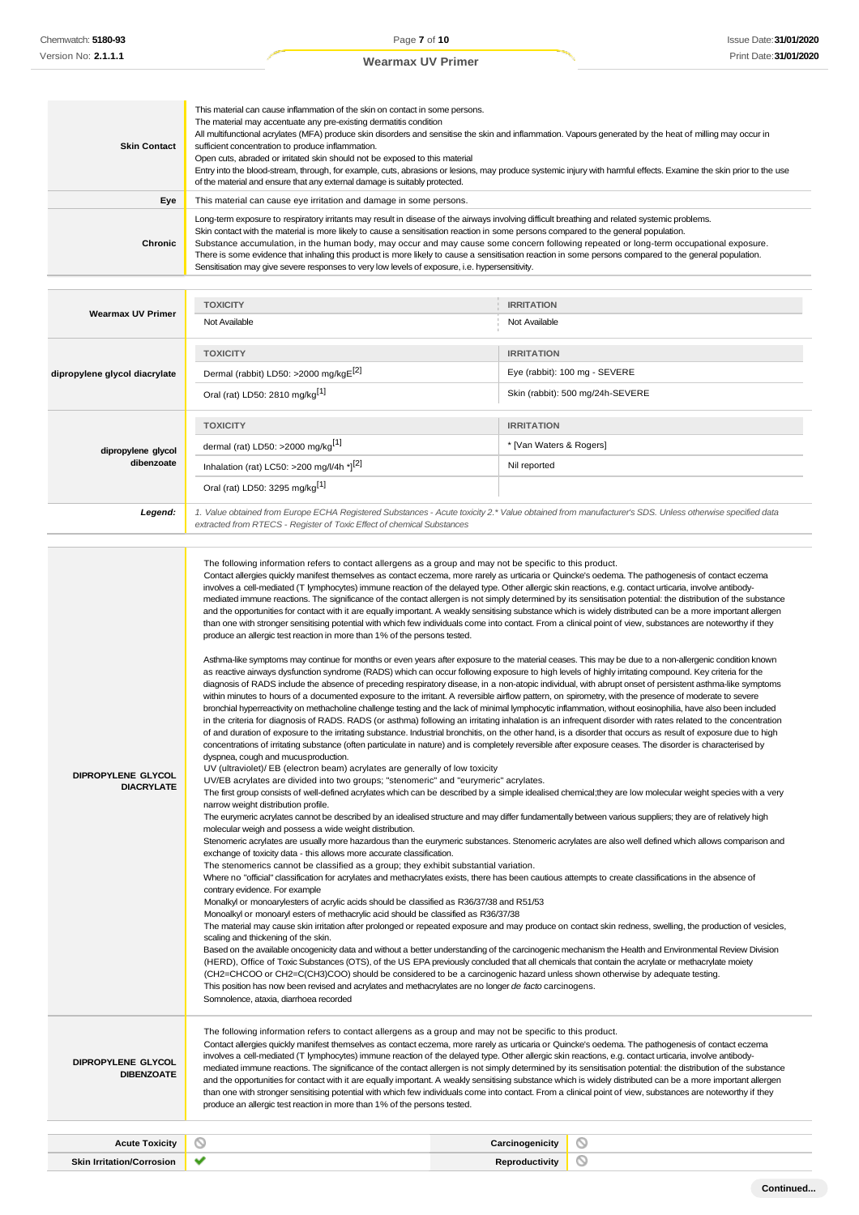| | |
|---|---|
| **Skin Contact** | This material can cause inflammation of the skin on contact in some persons.<br>The material may accentuate any pre-existing dermatitis condition<br>All multifunctional acrylates (MFA) produce skin disorders and sensitise the skin and inflammation. Vapours generated by the heat of milling may occur in sufficient concentration to produce inflammation.<br>Open cuts, abraded or irritated skin should not be exposed to this material<br>Entry into the blood-stream, through, for example, cuts, abrasions or lesions, may produce systemic injury with harmful effects. Examine the skin prior to the use of the material and ensure that any external damage is suitably protected. |
| **Eye** | This material can cause eye irritation and damage in some persons. |
| **Chronic** | Long-term exposure to respiratory irritants may result in disease of the airways involving difficult breathing and related systemic problems.<br>Skin contact with the material is more likely to cause a sensitisation reaction in some persons compared to the general population.<br>Substance accumulation, in the human body, may occur and may cause some concern following repeated or long-term occupational exposure.<br>There is some evidence that inhaling this product is more likely to cause a sensitisation reaction in some persons compared to the general population.<br>Sensitisation may give severe responses to very low levels of exposure, i.e. hypersensitivity. |

| | TOXICITY | IRRITATION |
|---|---|---|
| **Wearmax UV Primer** | Not Available | Not Available |
| **dipropylene glycol diacrylate** | Dermal (rabbit) LD50: >2000 mg/kgE[2] | Eye (rabbit): 100 mg - SEVERE |
| | Oral (rat) LD50: 2810 mg/kg[1] | Skin (rabbit): 500 mg/24h-SEVERE |
| **dipropylene glycol dibenzoate** | dermal (rat) LD50: >2000 mg/kg[1] | * [Van Waters & Rogers] |
| | Inhalation (rat) LC50: >200 mg/l/4h *[2] | Nil reported |
| | Oral (rat) LD50: 3295 mg/kg[1] | |
| ***Legend:*** | *1. Value obtained from Europe ECHA Registered Substances - Acute toxicity 2.\* Value obtained from manufacturer's SDS. Unless otherwise specified data extracted from RTECS - Register of Toxic Effect of chemical Substances* | |

| | |
|---|---|
| **DIPROPYLENE GLYCOL DIACRYLATE** | The following information refers to contact allergens as a group and may not be specific to this product.<br>Contact allergies quickly manifest themselves as contact eczema, more rarely as urticaria or Quincke's oedema. The pathogenesis of contact eczema involves a cell-mediated (T lymphocytes) immune reaction of the delayed type. Other allergic skin reactions, e.g. contact urticaria, involve antibody-mediated immune reactions. The significance of the contact allergen is not simply determined by its sensitisation potential: the distribution of the substance and the opportunities for contact with it are equally important. A weakly sensitising substance which is widely distributed can be a more important allergen than one with stronger sensitising potential with which few individuals come into contact. From a clinical point of view, substances are noteworthy if they produce an allergic test reaction in more than 1% of the persons tested.<br><br>Asthma-like symptoms may continue for months or even years after exposure to the material ceases. This may be due to a non-allergenic condition known as reactive airways dysfunction syndrome (RADS) which can occur following exposure to high levels of highly irritating compound. Key criteria for the diagnosis of RADS include the absence of preceding respiratory disease, in a non-atopic individual, with abrupt onset of persistent asthma-like symptoms within minutes to hours of a documented exposure to the irritant. A reversible airflow pattern, on spirometry, with the presence of moderate to severe bronchial hyperreactivity on methacholine challenge testing and the lack of minimal lymphocytic inflammation, without eosinophilia, have also been included in the criteria for diagnosis of RADS. RADS (or asthma) following an irritating inhalation is an infrequent disorder with rates related to the concentration of and duration of exposure to the irritating substance. Industrial bronchitis, on the other hand, is a disorder that occurs as result of exposure due to high concentrations of irritating substance (often particulate in nature) and is completely reversible after exposure ceases. The disorder is characterised by dyspnea, cough and mucusproduction.<br>UV (ultraviolet)/ EB (electron beam) acrylates are generally of low toxicity<br>UV/EB acrylates are divided into two groups; "stenomeric" and "eurymeric" acrylates.<br>The first group consists of well-defined acrylates which can be described by a simple idealised chemical;they are low molecular weight species with a very narrow weight distribution profile.<br>The eurymeric acrylates cannot be described by an idealised structure and may differ fundamentally between various suppliers; they are of relatively high molecular weigh and possess a wide weight distribution.<br>Stenomeric acrylates are usually more hazardous than the eurymeric substances. Stenomeric acrylates are also well defined which allows comparison and exchange of toxicity data - this allows more accurate classification.<br>The stenomerics cannot be classified as a group; they exhibit substantial variation.<br>Where no "official" classification for acrylates and methacrylates exists, there has been cautious attempts to create classifications in the absence of contrary evidence. For example<br>Monalkyl or monoarylesters of acrylic acids should be classified as R36/37/38 and R51/53<br>Monoalkyl or monoaryl esters of methacrylic acid should be classified as R36/37/38<br>The material may cause skin irritation after prolonged or repeated exposure and may produce on contact skin redness, swelling, the production of vesicles, scaling and thickening of the skin.<br>Based on the available oncogenicity data and without a better understanding of the carcinogenic mechanism the Health and Environmental Review Division (HERD), Office of Toxic Substances (OTS), of the US EPA previously concluded that all chemicals that contain the acrylate or methacrylate moiety (CH2=CHCOO or CH2=C(CH3)COO) should be considered to be a carcinogenic hazard unless shown otherwise by adequate testing.<br>This position has now been revised and acrylates and methacrylates are no longer *de facto* carcinogens.<br>Somnolence, ataxia, diarrhoea recorded |
| **DIPROPYLENE GLYCOL DIBENZOATE** | The following information refers to contact allergens as a group and may not be specific to this product.<br>Contact allergies quickly manifest themselves as contact eczema, more rarely as urticaria or Quincke's oedema. The pathogenesis of contact eczema involves a cell-mediated (T lymphocytes) immune reaction of the delayed type. Other allergic skin reactions, e.g. contact urticaria, involve antibody-mediated immune reactions. The significance of the contact allergen is not simply determined by its sensitisation potential: the distribution of the substance and the opportunities for contact with it are equally important. A weakly sensitising substance which is widely distributed can be a more important allergen than one with stronger sensitising potential with which few individuals come into contact. From a clinical point of view, substances are noteworthy if they produce an allergic test reaction in more than 1% of the persons tested. |

| | | | |
|---|---|---|---|
| **Acute Toxicity** | ⃠ | **Carcinogenicity** | ⃠ |
| **Skin Irritation/Corrosion** | ✔ | **Reproductivity** | ⃠ |

**Continued...**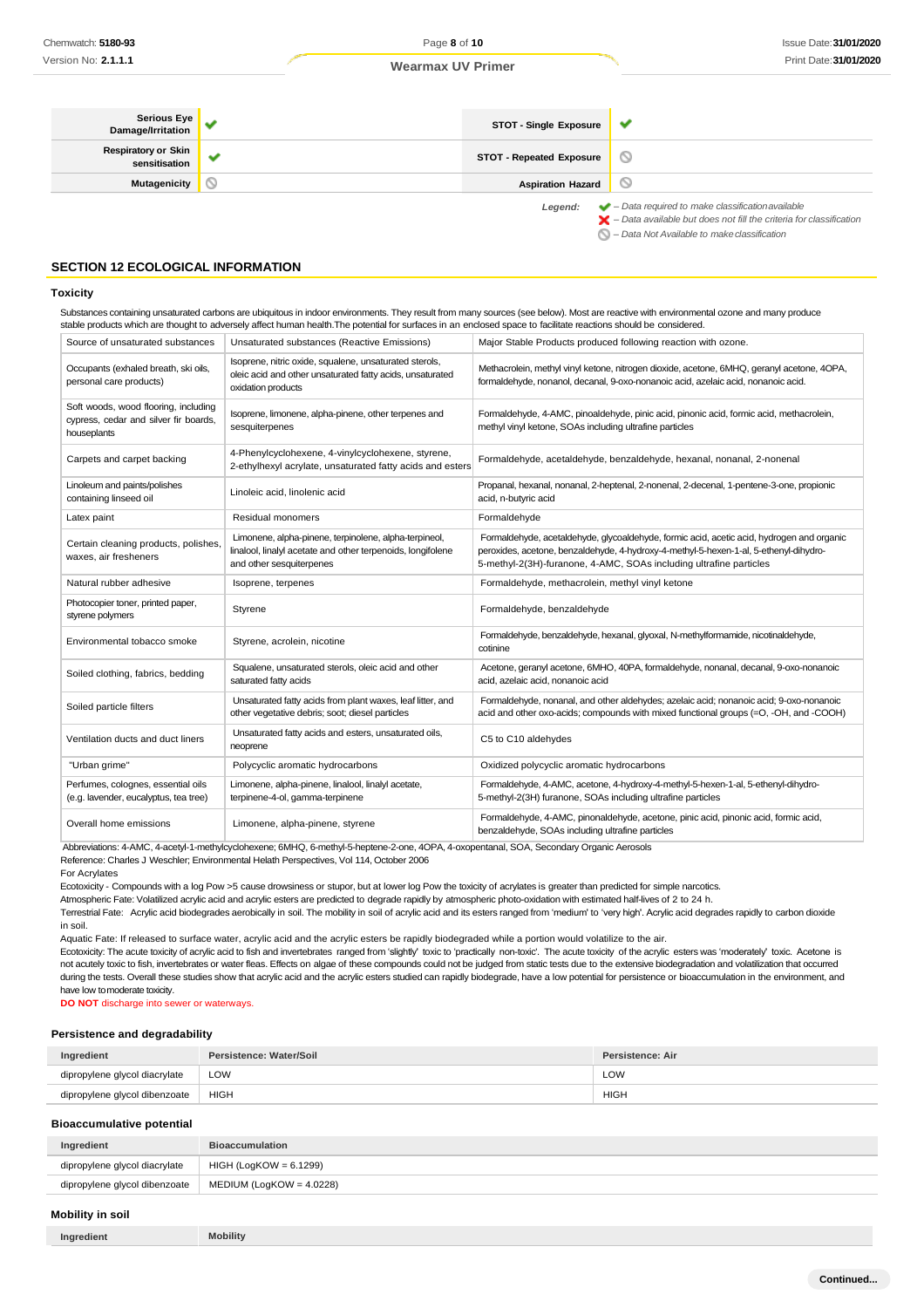| Serious Eye Damage/Irritation | ✔ | STOT - Single Exposure | ✔ |
|---|---|---|---|
| Respiratory or Skin sensitisation | ✔ | STOT - Repeated Exposure | ⦸ |
| Mutagenicity | ⦸ | Aspiration Hazard | ⦸ |

*Legend:*
- ✔ *– Data required to make classification available*
- ✖ *– Data available but does not fill the criteria for classification*
- ⦸ *– Data Not Available to make classification*

## SECTION 12 ECOLOGICAL INFORMATION

### Toxicity

Substances containing unsaturated carbons are ubiquitous in indoor environments. They result from many sources (see below). Most are reactive with environmental ozone and many produce stable products which are thought to adversely affect human health.The potential for surfaces in an enclosed space to facilitate reactions should be considered.

| Source of unsaturated substances | Unsaturated substances (Reactive Emissions) | Major Stable Products produced following reaction with ozone. |
|---|---|---|
| Occupants (exhaled breath, ski oils, personal care products) | Isoprene, nitric oxide, squalene, unsaturated sterols, oleic acid and other unsaturated fatty acids, unsaturated oxidation products | Methacrolein, methyl vinyl ketone, nitrogen dioxide, acetone, 6MHQ, geranyl acetone, 4OPA, formaldehyde, nonanol, decanal, 9-oxo-nonanoic acid, azelaic acid, nonanoic acid. |
| Soft woods, wood flooring, including cypress, cedar and silver fir boards, houseplants | Isoprene, limonene, alpha-pinene, other terpenes and sesquiterpenes | Formaldehyde, 4-AMC, pinoaldehyde, pinic acid, pinonic acid, formic acid, methacrolein, methyl vinyl ketone, SOAs including ultrafine particles |
| Carpets and carpet backing | 4-Phenylcyclohexene, 4-vinylcyclohexene, styrene, 2-ethylhexyl acrylate, unsaturated fatty acids and esters | Formaldehyde, acetaldehyde, benzaldehyde, hexanal, nonanal, 2-nonenal |
| Linoleum and paints/polishes containing linseed oil | Linoleic acid, linolenic acid | Propanal, hexanal, nonanal, 2-heptenal, 2-nonenal, 2-decenal, 1-pentene-3-one, propionic acid, n-butyric acid |
| Latex paint | Residual monomers | Formaldehyde |
| Certain cleaning products, polishes, waxes, air fresheners | Limonene, alpha-pinene, terpinolene, alpha-terpineol, linalool, linalyl acetate and other terpenoids, longifolene and other sesquiterpenes | Formaldehyde, acetaldehyde, glycoaldehyde, formic acid, acetic acid, hydrogen and organic peroxides, acetone, benzaldehyde, 4-hydroxy-4-methyl-5-hexen-1-al, 5-ethenyl-dihydro-5-methyl-2(3H)-furanone, 4-AMC, SOAs including ultrafine particles |
| Natural rubber adhesive | Isoprene, terpenes | Formaldehyde, methacrolein, methyl vinyl ketone |
| Photocopier toner, printed paper, styrene polymers | Styrene | Formaldehyde, benzaldehyde |
| Environmental tobacco smoke | Styrene, acrolein, nicotine | Formaldehyde, benzaldehyde, hexanal, glyoxal, N-methylformamide, nicotinaldehyde, cotinine |
| Soiled clothing, fabrics, bedding | Squalene, unsaturated sterols, oleic acid and other saturated fatty acids | Acetone, geranyl acetone, 6MHO, 40PA, formaldehyde, nonanal, decanal, 9-oxo-nonanoic acid, azelaic acid, nonanoic acid |
| Soiled particle filters | Unsaturated fatty acids from plant waxes, leaf litter, and other vegetative debris; soot; diesel particles | Formaldehyde, nonanal, and other aldehydes; azelaic acid; nonanoic acid; 9-oxo-nonanoic acid and other oxo-acids; compounds with mixed functional groups (=O, -OH, and -COOH) |
| Ventilation ducts and duct liners | Unsaturated fatty acids and esters, unsaturated oils, neoprene | C5 to C10 aldehydes |
| "Urban grime" | Polycyclic aromatic hydrocarbons | Oxidized polycyclic aromatic hydrocarbons |
| Perfumes, colognes, essential oils (e.g. lavender, eucalyptus, tea tree) | Limonene, alpha-pinene, linalool, linalyl acetate, terpinene-4-ol, gamma-terpinene | Formaldehyde, 4-AMC, acetone, 4-hydroxy-4-methyl-5-hexen-1-al, 5-ethenyl-dihydro-5-methyl-2(3H) furanone, SOAs including ultrafine particles |
| Overall home emissions | Limonene, alpha-pinene, styrene | Formaldehyde, 4-AMC, pinonaldehyde, acetone, pinic acid, pinonic acid, formic acid, benzaldehyde, SOAs including ultrafine particles |

Abbreviations: 4-AMC, 4-acetyl-1-methylcyclohexene; 6MHQ, 6-methyl-5-heptene-2-one, 4OPA, 4-oxopentanal, SOA, Secondary Organic Aerosols
Reference: Charles J Weschler; Environmental Helath Perspectives, Vol 114, October 2006
For Acrylates
Ecotoxicity - Compounds with a log Pow >5 cause drowsiness or stupor, but at lower log Pow the toxicity of acrylates is greater than predicted for simple narcotics.
Atmospheric Fate: Volatilized acrylic acid and acrylic esters are predicted to degrade rapidly by atmospheric photo-oxidation with estimated half-lives of 2 to 24 h.
Terrestrial Fate: Acrylic acid biodegrades aerobically in soil. The mobility in soil of acrylic acid and its esters ranged from 'medium' to 'very high'. Acrylic acid degrades rapidly to carbon dioxide in soil.
Aquatic Fate: If released to surface water, acrylic acid and the acrylic esters be rapidly biodegraded while a portion would volatilize to the air.
Ecotoxicity: The acute toxicity of acrylic acid to fish and invertebrates ranged from 'slightly' toxic to 'practically non-toxic'. The acute toxicity of the acrylic esters was 'moderately' toxic. Acetone is not acutely toxic to fish, invertebrates or water fleas. Effects on algae of these compounds could not be judged from static tests due to the extensive biodegradation and volatilization that occurred during the tests. Overall these studies show that acrylic acid and the acrylic esters studied can rapidly biodegrade, have a low potential for persistence or bioaccumulation in the environment, and have low to moderate toxicity.
**DO NOT** discharge into sewer or waterways.

### Persistence and degradability

| Ingredient | Persistence: Water/Soil | Persistence: Air |
|---|---|---|
| dipropylene glycol diacrylate | LOW | LOW |
| dipropylene glycol dibenzoate | HIGH | HIGH |

### Bioaccumulative potential

| Ingredient | Bioaccumulation |
|---|---|
| dipropylene glycol diacrylate | HIGH (LogKOW = 6.1299) |
| dipropylene glycol dibenzoate | MEDIUM (LogKOW = 4.0228) |

### Mobility in soil

| Ingredient | Mobility |
|---|---|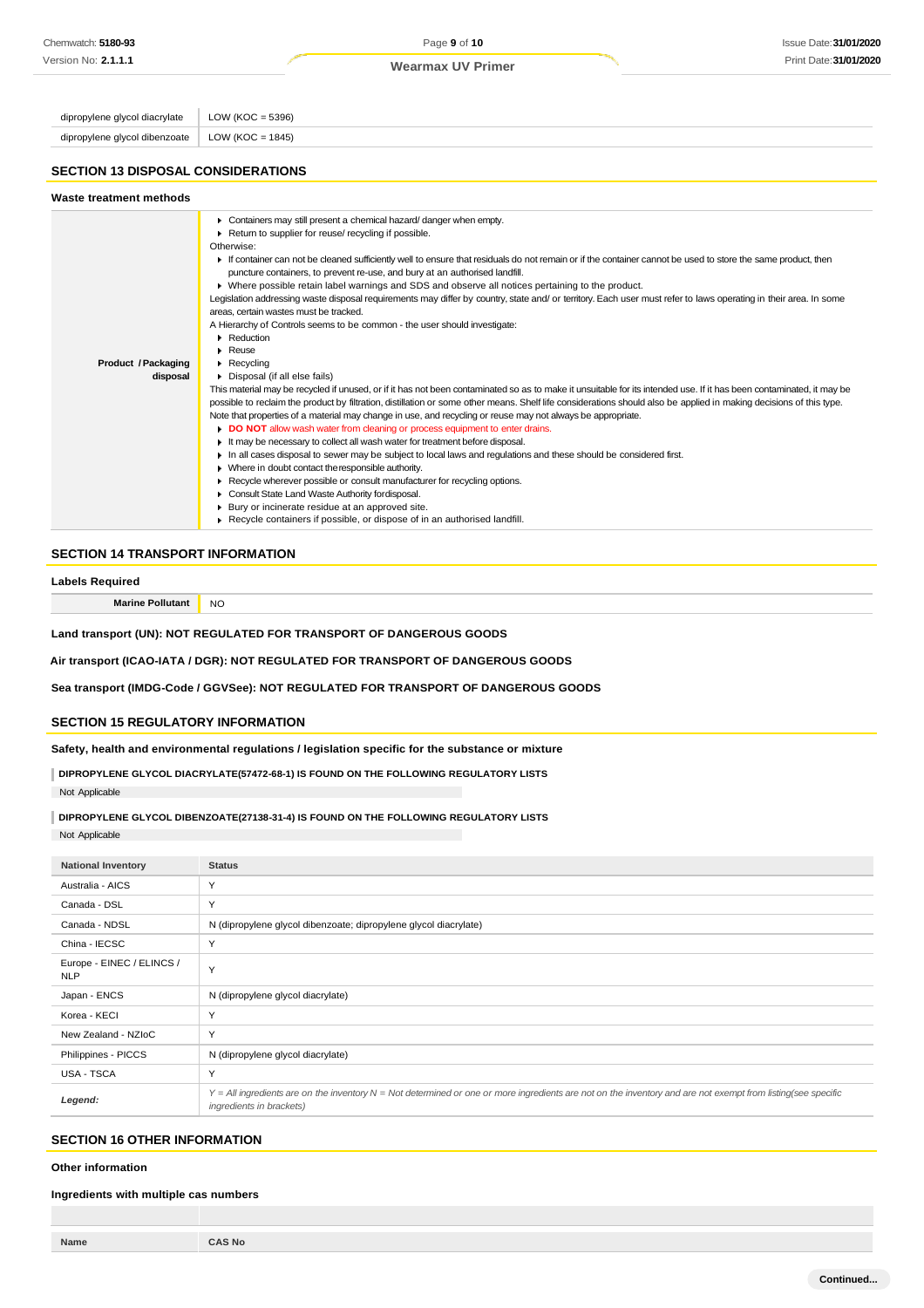| | |
|---|---|
| dipropylene glycol diacrylate | LOW (KOC = 5396) |
| dipropylene glycol dibenzoate | LOW (KOC = 1845) |

## SECTION 13 DISPOSAL CONSIDERATIONS

### Waste treatment methods

| | |
|---|---|
| **Product / Packaging disposal** | ▸ Containers may still present a chemical hazard/ danger when empty.<br>▸ Return to supplier for reuse/ recycling if possible.<br>Otherwise:<br>▸ If container can not be cleaned sufficiently well to ensure that residuals do not remain or if the container cannot be used to store the same product, then puncture containers, to prevent re-use, and bury at an authorised landfill.<br>▸ Where possible retain label warnings and SDS and observe all notices pertaining to the product.<br>Legislation addressing waste disposal requirements may differ by country, state and/ or territory. Each user must refer to laws operating in their area. In some areas, certain wastes must be tracked.<br>A Hierarchy of Controls seems to be common - the user should investigate:<br>▸ Reduction<br>▸ Reuse<br>▸ Recycling<br>▸ Disposal (if all else fails)<br>This material may be recycled if unused, or if it has not been contaminated so as to make it unsuitable for its intended use. If it has been contaminated, it may be possible to reclaim the product by filtration, distillation or some other means. Shelf life considerations should also be applied in making decisions of this type. Note that properties of a material may change in use, and recycling or reuse may not always be appropriate.<br>▸ **DO NOT** allow wash water from cleaning or process equipment to enter drains.<br>▸ It may be necessary to collect all wash water for treatment before disposal.<br>▸ In all cases disposal to sewer may be subject to local laws and regulations and these should be considered first.<br>▸ Where in doubt contact the responsible authority.<br>▸ Recycle wherever possible or consult manufacturer for recycling options.<br>▸ Consult State Land Waste Authority for disposal.<br>▸ Bury or incinerate residue at an approved site.<br>▸ Recycle containers if possible, or dispose of in an authorised landfill. |

## SECTION 14 TRANSPORT INFORMATION

### Labels Required

| | |
|---|---|
| **Marine Pollutant** | NO |

**Land transport (UN): NOT REGULATED FOR TRANSPORT OF DANGEROUS GOODS**

**Air transport (ICAO-IATA / DGR): NOT REGULATED FOR TRANSPORT OF DANGEROUS GOODS**

**Sea transport (IMDG-Code / GGVSee): NOT REGULATED FOR TRANSPORT OF DANGEROUS GOODS**

## SECTION 15 REGULATORY INFORMATION

### Safety, health and environmental regulations / legislation specific for the substance or mixture

**DIPROPYLENE GLYCOL DIACRYLATE(57472-68-1) IS FOUND ON THE FOLLOWING REGULATORY LISTS**

Not Applicable

**DIPROPYLENE GLYCOL DIBENZOATE(27138-31-4) IS FOUND ON THE FOLLOWING REGULATORY LISTS**

Not Applicable

| National Inventory | Status |
|---|---|
| Australia - AICS | Y |
| Canada - DSL | Y |
| Canada - NDSL | N (dipropylene glycol dibenzoate; dipropylene glycol diacrylate) |
| China - IECSC | Y |
| Europe - EINEC / ELINCS / NLP | Y |
| Japan - ENCS | N (dipropylene glycol diacrylate) |
| Korea - KECI | Y |
| New Zealand - NZIoC | Y |
| Philippines - PICCS | N (dipropylene glycol diacrylate) |
| USA - TSCA | Y |
| *Legend:* | *Y = All ingredients are on the inventory N = Not determined or one or more ingredients are not on the inventory and are not exempt from listing(see specific ingredients in brackets)* |

## SECTION 16 OTHER INFORMATION

### Other information

### Ingredients with multiple cas numbers

| Name | CAS No |
|---|---|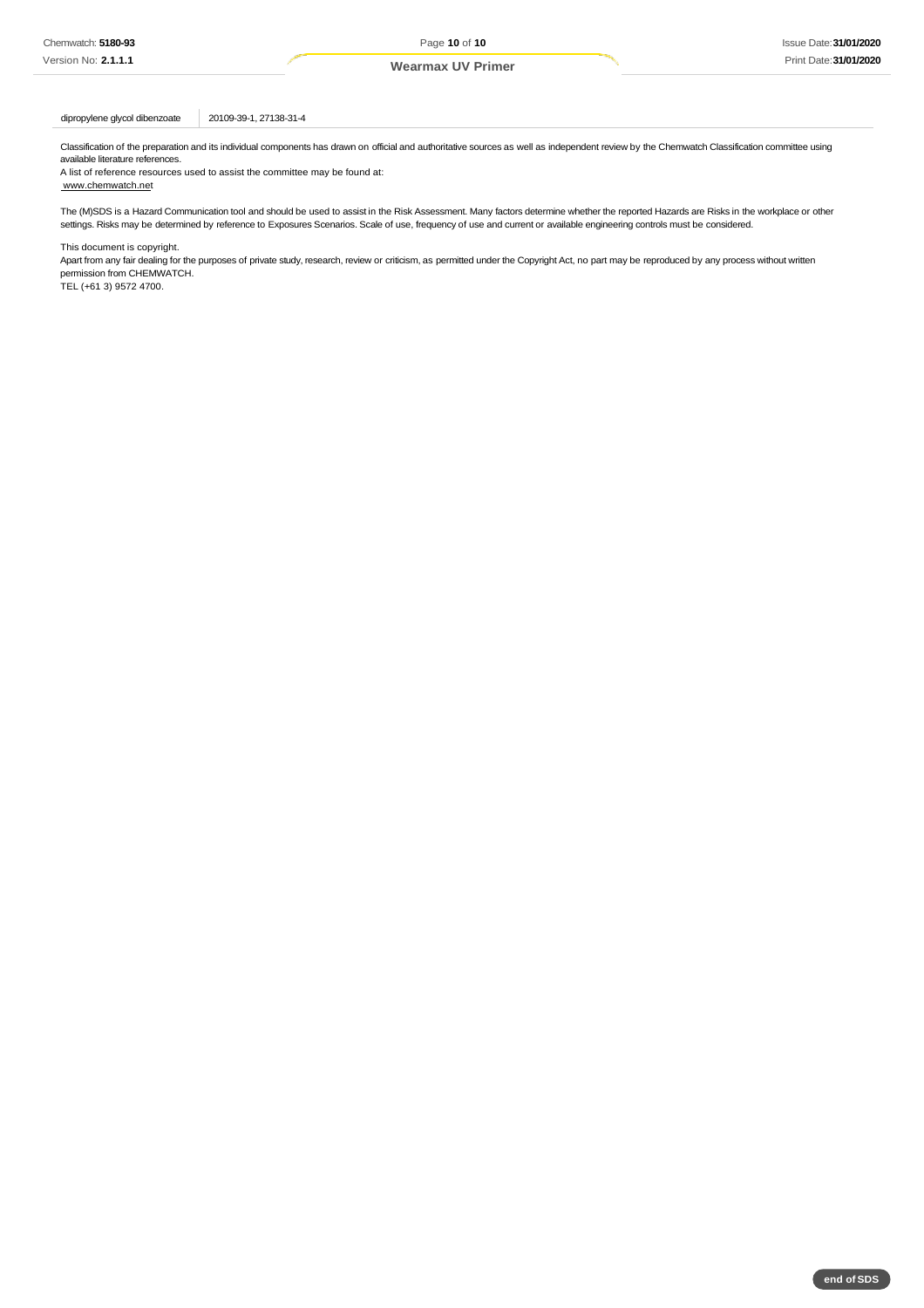| | |
|---|---|
| dipropylene glycol dibenzoate | 20109-39-1, 27138-31-4 |

Classification of the preparation and its individual components has drawn on official and authoritative sources as well as independent review by the Chemwatch Classification committee using available literature references.
A list of reference resources used to assist the committee may be found at:
www.chemwatch.net

The (M)SDS is a Hazard Communication tool and should be used to assist in the Risk Assessment. Many factors determine whether the reported Hazards are Risks in the workplace or other settings. Risks may be determined by reference to Exposures Scenarios. Scale of use, frequency of use and current or available engineering controls must be considered.

This document is copyright.
Apart from any fair dealing for the purposes of private study, research, review or criticism, as permitted under the Copyright Act, no part may be reproduced by any process without written permission from CHEMWATCH.
TEL (+61 3) 9572 4700.

end of SDS